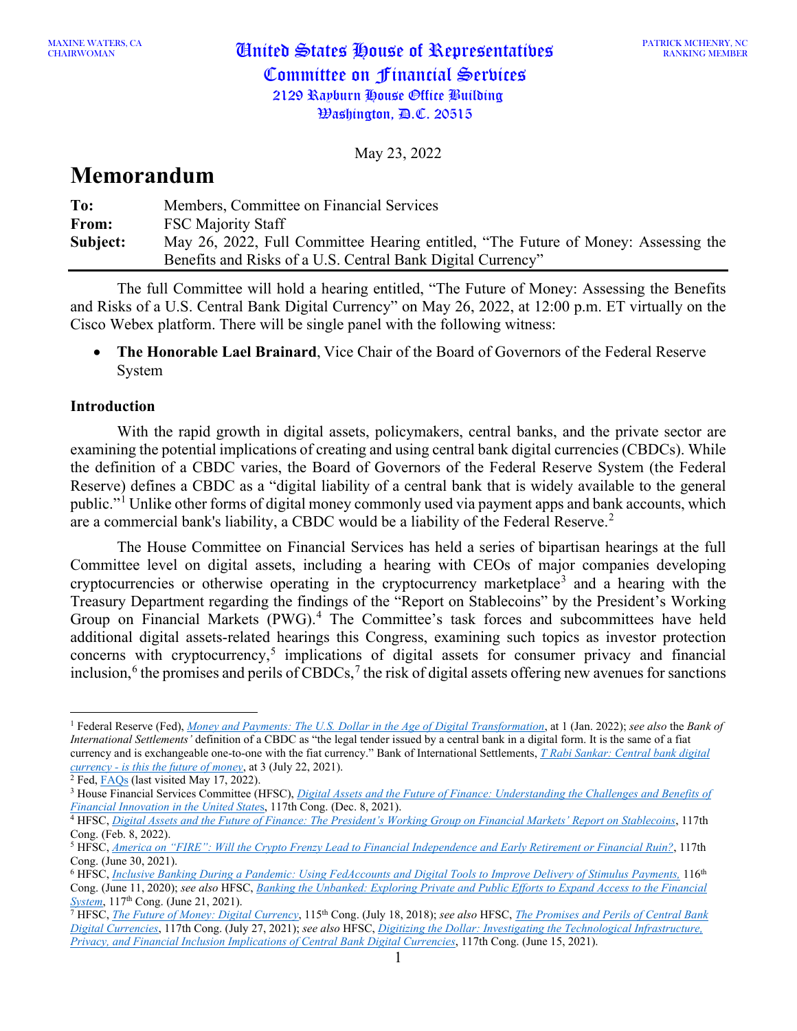MAXINE WATERS, CA
CHAIRWOMAN

# United States House of Representatives
## Committee on Financial Services
2129 Rayburn House Office Building
Washington, D.C. 20515

PATRICK MCHENRY, NC
RANKING MEMBER

May 23, 2022

# Memorandum

**To:** Members, Committee on Financial Services
**From:** FSC Majority Staff
**Subject:** May 26, 2022, Full Committee Hearing entitled, "The Future of Money: Assessing the Benefits and Risks of a U.S. Central Bank Digital Currency"

The full Committee will hold a hearing entitled, "The Future of Money: Assessing the Benefits and Risks of a U.S. Central Bank Digital Currency" on May 26, 2022, at 12:00 p.m. ET virtually on the Cisco Webex platform. There will be single panel with the following witness:

- **The Honorable Lael Brainard**, Vice Chair of the Board of Governors of the Federal Reserve System

### Introduction

With the rapid growth in digital assets, policymakers, central banks, and the private sector are examining the potential implications of creating and using central bank digital currencies (CBDCs). While the definition of a CBDC varies, the Board of Governors of the Federal Reserve System (the Federal Reserve) defines a CBDC as a "digital liability of a central bank that is widely available to the general public."[1] Unlike other forms of digital money commonly used via payment apps and bank accounts, which are a commercial bank's liability, a CBDC would be a liability of the Federal Reserve.[2]

The House Committee on Financial Services has held a series of bipartisan hearings at the full Committee level on digital assets, including a hearing with CEOs of major companies developing cryptocurrencies or otherwise operating in the cryptocurrency marketplace[3] and a hearing with the Treasury Department regarding the findings of the "Report on Stablecoins" by the President's Working Group on Financial Markets (PWG).[4] The Committee's task forces and subcommittees have held additional digital assets-related hearings this Congress, examining such topics as investor protection concerns with cryptocurrency,[5] implications of digital assets for consumer privacy and financial inclusion,[6] the promises and perils of CBDCs,[7] the risk of digital assets offering new avenues for sanctions

---

[1] Federal Reserve (Fed), *Money and Payments: The U.S. Dollar in the Age of Digital Transformation*, at 1 (Jan. 2022); *see also* the *Bank of International Settlements'* definition of a CBDC as "the legal tender issued by a central bank in a digital form. It is the same of a fiat currency and is exchangeable one-to-one with the fiat currency." Bank of International Settlements, *T Rabi Sankar: Central bank digital currency - is this the future of money*, at 3 (July 22, 2021).

[2] Fed, FAQs (last visited May 17, 2022).

[3] House Financial Services Committee (HFSC), *Digital Assets and the Future of Finance: Understanding the Challenges and Benefits of Financial Innovation in the United States*, 117th Cong. (Dec. 8, 2021).

[4] HFSC, *Digital Assets and the Future of Finance: The President's Working Group on Financial Markets' Report on Stablecoins*, 117th Cong. (Feb. 8, 2022).

[5] HFSC, *America on "FIRE": Will the Crypto Frenzy Lead to Financial Independence and Early Retirement or Financial Ruin?*, 117th Cong. (June 30, 2021).

[6] HFSC, *Inclusive Banking During a Pandemic: Using FedAccounts and Digital Tools to Improve Delivery of Stimulus Payments,* 116th Cong. (June 11, 2020); *see also* HFSC, *Banking the Unbanked: Exploring Private and Public Efforts to Expand Access to the Financial System*, 117th Cong. (June 21, 2021).

[7] HFSC, *The Future of Money: Digital Currency*, 115th Cong. (July 18, 2018); *see also* HFSC, *The Promises and Perils of Central Bank Digital Currencies*, 117th Cong. (July 27, 2021); *see also* HFSC, *Digitizing the Dollar: Investigating the Technological Infrastructure, Privacy, and Financial Inclusion Implications of Central Bank Digital Currencies*, 117th Cong. (June 15, 2021).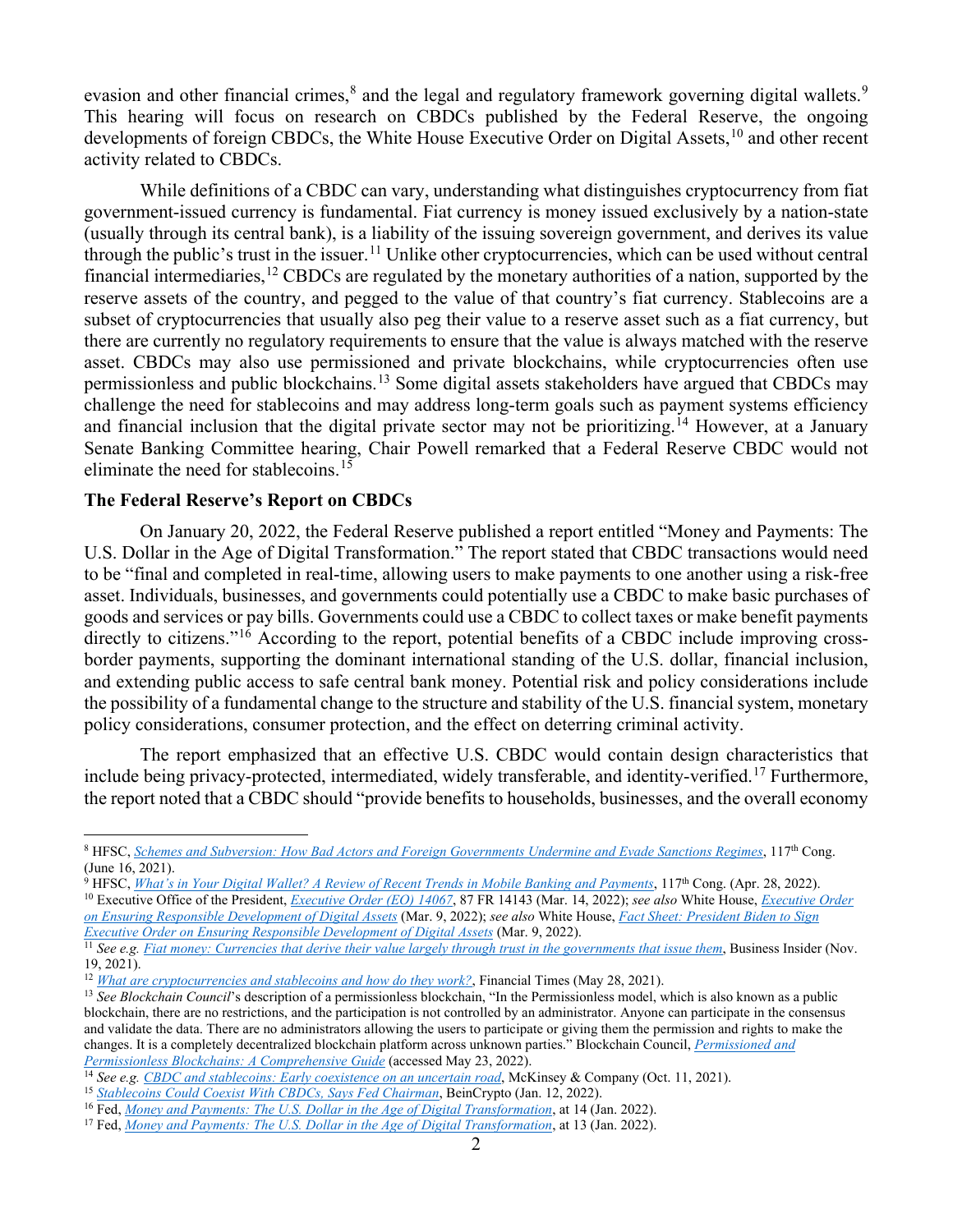evasion and other financial crimes,[8] and the legal and regulatory framework governing digital wallets.[9] This hearing will focus on research on CBDCs published by the Federal Reserve, the ongoing developments of foreign CBDCs, the White House Executive Order on Digital Assets,[10] and other recent activity related to CBDCs.

While definitions of a CBDC can vary, understanding what distinguishes cryptocurrency from fiat government-issued currency is fundamental. Fiat currency is money issued exclusively by a nation-state (usually through its central bank), is a liability of the issuing sovereign government, and derives its value through the public's trust in the issuer.[11] Unlike other cryptocurrencies, which can be used without central financial intermediaries,[12] CBDCs are regulated by the monetary authorities of a nation, supported by the reserve assets of the country, and pegged to the value of that country's fiat currency. Stablecoins are a subset of cryptocurrencies that usually also peg their value to a reserve asset such as a fiat currency, but there are currently no regulatory requirements to ensure that the value is always matched with the reserve asset. CBDCs may also use permissioned and private blockchains, while cryptocurrencies often use permissionless and public blockchains.[13] Some digital assets stakeholders have argued that CBDCs may challenge the need for stablecoins and may address long-term goals such as payment systems efficiency and financial inclusion that the digital private sector may not be prioritizing.[14] However, at a January Senate Banking Committee hearing, Chair Powell remarked that a Federal Reserve CBDC would not eliminate the need for stablecoins.[15]

**The Federal Reserve's Report on CBDCs**

On January 20, 2022, the Federal Reserve published a report entitled "Money and Payments: The U.S. Dollar in the Age of Digital Transformation." The report stated that CBDC transactions would need to be "final and completed in real-time, allowing users to make payments to one another using a risk-free asset. Individuals, businesses, and governments could potentially use a CBDC to make basic purchases of goods and services or pay bills. Governments could use a CBDC to collect taxes or make benefit payments directly to citizens."[16] According to the report, potential benefits of a CBDC include improving cross-border payments, supporting the dominant international standing of the U.S. dollar, financial inclusion, and extending public access to safe central bank money. Potential risk and policy considerations include the possibility of a fundamental change to the structure and stability of the U.S. financial system, monetary policy considerations, consumer protection, and the effect on deterring criminal activity.

The report emphasized that an effective U.S. CBDC would contain design characteristics that include being privacy-protected, intermediated, widely transferable, and identity-verified.[17] Furthermore, the report noted that a CBDC should "provide benefits to households, businesses, and the overall economy

---

[8] HFSC, *Schemes and Subversion: How Bad Actors and Foreign Governments Undermine and Evade Sanctions Regimes*, 117th Cong. (June 16, 2021).

[9] HFSC, *What's in Your Digital Wallet? A Review of Recent Trends in Mobile Banking and Payments*, 117th Cong. (Apr. 28, 2022).

[10] Executive Office of the President, *Executive Order (EO) 14067*, 87 FR 14143 (Mar. 14, 2022); *see also* White House, *Executive Order on Ensuring Responsible Development of Digital Assets* (Mar. 9, 2022); *see also* White House, *Fact Sheet: President Biden to Sign Executive Order on Ensuring Responsible Development of Digital Assets* (Mar. 9, 2022).

[11] *See e.g. Fiat money: Currencies that derive their value largely through trust in the governments that issue them*, Business Insider (Nov. 19, 2021).

[12] *What are cryptocurrencies and stablecoins and how do they work?*, Financial Times (May 28, 2021).

[13] *See Blockchain Council*'s description of a permissionless blockchain, "In the Permissionless model, which is also known as a public blockchain, there are no restrictions, and the participation is not controlled by an administrator. Anyone can participate in the consensus and validate the data. There are no administrators allowing the users to participate or giving them the permission and rights to make the changes. It is a completely decentralized blockchain platform across unknown parties." Blockchain Council, *Permissioned and Permissionless Blockchains: A Comprehensive Guide* (accessed May 23, 2022).

[14] *See e.g. CBDC and stablecoins: Early coexistence on an uncertain road*, McKinsey & Company (Oct. 11, 2021).

[15] *Stablecoins Could Coexist With CBDCs, Says Fed Chairman*, BeinCrypto (Jan. 12, 2022).

[16] Fed, *Money and Payments: The U.S. Dollar in the Age of Digital Transformation*, at 14 (Jan. 2022).

[17] Fed, *Money and Payments: The U.S. Dollar in the Age of Digital Transformation*, at 13 (Jan. 2022).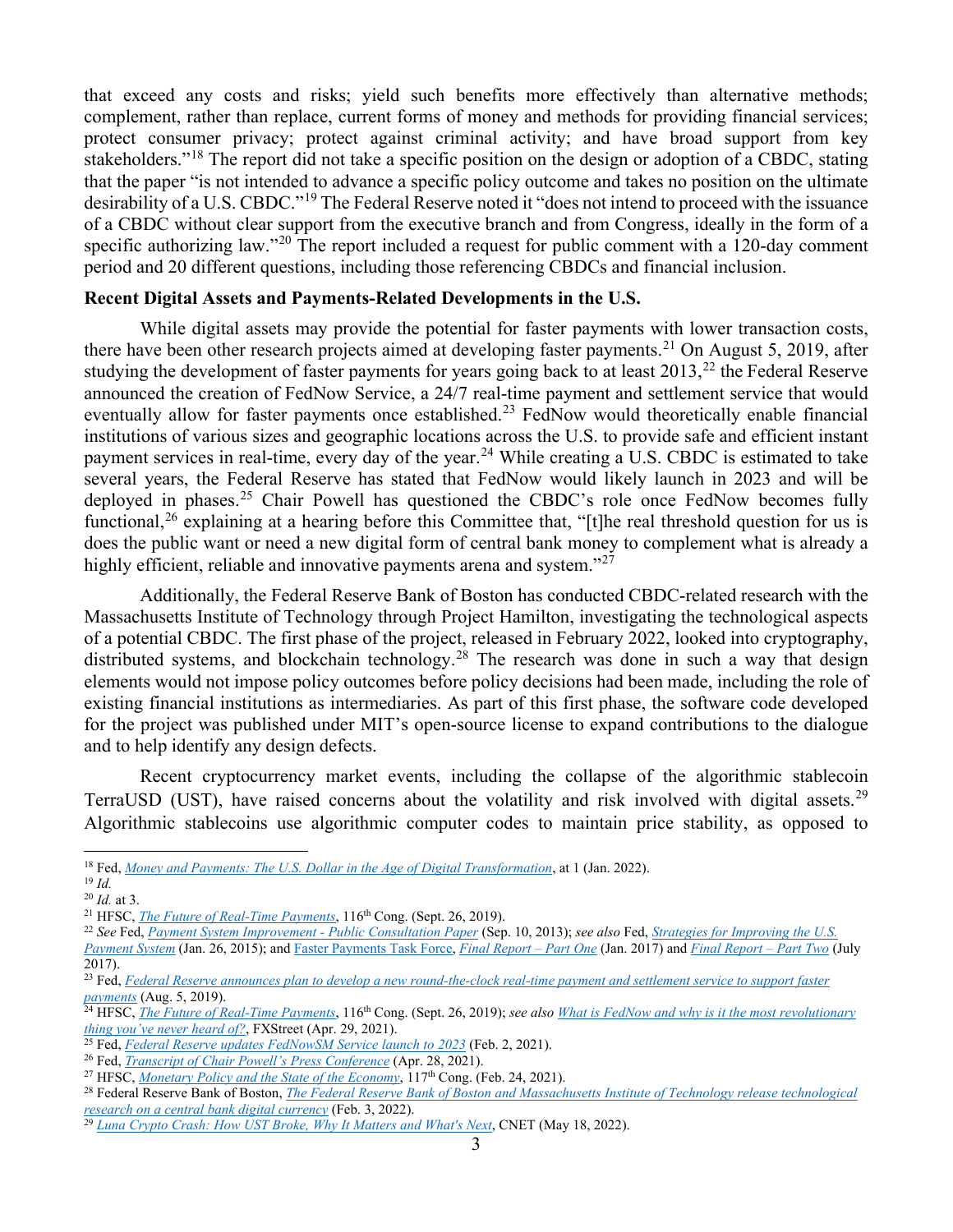that exceed any costs and risks; yield such benefits more effectively than alternative methods; complement, rather than replace, current forms of money and methods for providing financial services; protect consumer privacy; protect against criminal activity; and have broad support from key stakeholders."[18] The report did not take a specific position on the design or adoption of a CBDC, stating that the paper "is not intended to advance a specific policy outcome and takes no position on the ultimate desirability of a U.S. CBDC."[19] The Federal Reserve noted it "does not intend to proceed with the issuance of a CBDC without clear support from the executive branch and from Congress, ideally in the form of a specific authorizing law."[20] The report included a request for public comment with a 120-day comment period and 20 different questions, including those referencing CBDCs and financial inclusion.

**Recent Digital Assets and Payments-Related Developments in the U.S.**

While digital assets may provide the potential for faster payments with lower transaction costs, there have been other research projects aimed at developing faster payments.[21] On August 5, 2019, after studying the development of faster payments for years going back to at least 2013,[22] the Federal Reserve announced the creation of FedNow Service, a 24/7 real-time payment and settlement service that would eventually allow for faster payments once established.[23] FedNow would theoretically enable financial institutions of various sizes and geographic locations across the U.S. to provide safe and efficient instant payment services in real-time, every day of the year.[24] While creating a U.S. CBDC is estimated to take several years, the Federal Reserve has stated that FedNow would likely launch in 2023 and will be deployed in phases.[25] Chair Powell has questioned the CBDC's role once FedNow becomes fully functional,[26] explaining at a hearing before this Committee that, "[t]he real threshold question for us is does the public want or need a new digital form of central bank money to complement what is already a highly efficient, reliable and innovative payments arena and system."[27]

Additionally, the Federal Reserve Bank of Boston has conducted CBDC-related research with the Massachusetts Institute of Technology through Project Hamilton, investigating the technological aspects of a potential CBDC. The first phase of the project, released in February 2022, looked into cryptography, distributed systems, and blockchain technology.[28] The research was done in such a way that design elements would not impose policy outcomes before policy decisions had been made, including the role of existing financial institutions as intermediaries. As part of this first phase, the software code developed for the project was published under MIT's open-source license to expand contributions to the dialogue and to help identify any design defects.

Recent cryptocurrency market events, including the collapse of the algorithmic stablecoin TerraUSD (UST), have raised concerns about the volatility and risk involved with digital assets.[29] Algorithmic stablecoins use algorithmic computer codes to maintain price stability, as opposed to

---

[18] Fed, *Money and Payments: The U.S. Dollar in the Age of Digital Transformation*, at 1 (Jan. 2022).

[19] *Id.*

[20] *Id.* at 3.

[21] HFSC, *The Future of Real-Time Payments*, 116th Cong. (Sept. 26, 2019).

[22] *See* Fed, *Payment System Improvement - Public Consultation Paper* (Sep. 10, 2013); *see also* Fed, *Strategies for Improving the U.S. Payment System* (Jan. 26, 2015); and Faster Payments Task Force, *Final Report – Part One* (Jan. 2017) and *Final Report – Part Two* (July 2017).

[23] Fed, *Federal Reserve announces plan to develop a new round-the-clock real-time payment and settlement service to support faster payments* (Aug. 5, 2019).

[24] HFSC, *The Future of Real-Time Payments*, 116th Cong. (Sept. 26, 2019); *see also What is FedNow and why is it the most revolutionary thing you've never heard of?*, FXStreet (Apr. 29, 2021).

[25] Fed, *Federal Reserve updates FedNowSM Service launch to 2023* (Feb. 2, 2021).

[26] Fed, *Transcript of Chair Powell's Press Conference* (Apr. 28, 2021).

[27] HFSC, *Monetary Policy and the State of the Economy*, 117th Cong. (Feb. 24, 2021).

[28] Federal Reserve Bank of Boston, *The Federal Reserve Bank of Boston and Massachusetts Institute of Technology release technological research on a central bank digital currency* (Feb. 3, 2022).

[29] *Luna Crypto Crash: How UST Broke, Why It Matters and What's Next*, CNET (May 18, 2022).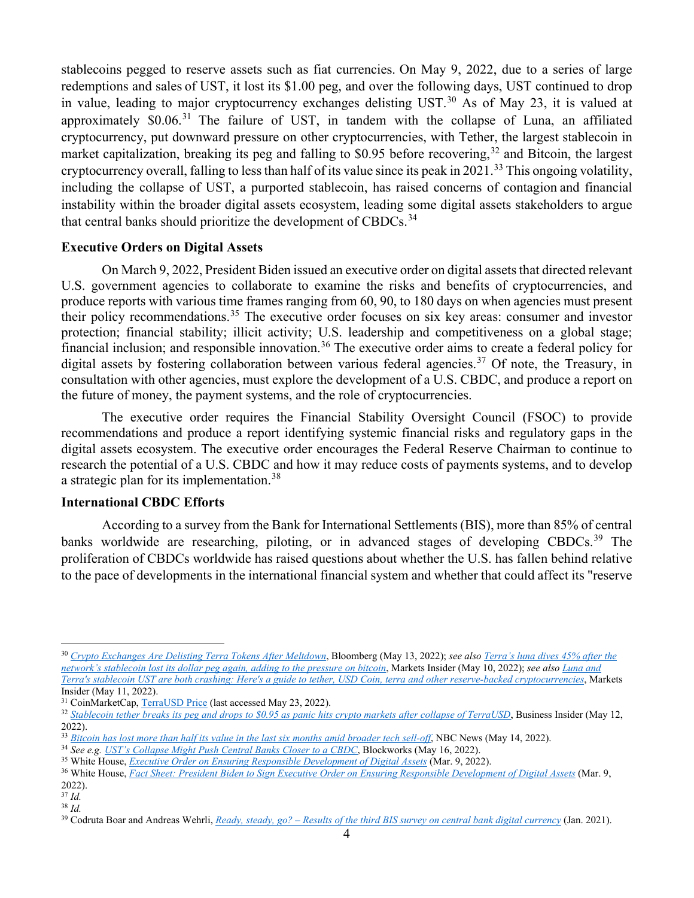stablecoins pegged to reserve assets such as fiat currencies. On May 9, 2022, due to a series of large redemptions and sales of UST, it lost its $1.00 peg, and over the following days, UST continued to drop in value, leading to major cryptocurrency exchanges delisting UST.[30] As of May 23, it is valued at approximately $0.06.[31] The failure of UST, in tandem with the collapse of Luna, an affiliated cryptocurrency, put downward pressure on other cryptocurrencies, with Tether, the largest stablecoin in market capitalization, breaking its peg and falling to $0.95 before recovering,[32] and Bitcoin, the largest cryptocurrency overall, falling to less than half of its value since its peak in 2021.[33] This ongoing volatility, including the collapse of UST, a purported stablecoin, has raised concerns of contagion and financial instability within the broader digital assets ecosystem, leading some digital assets stakeholders to argue that central banks should prioritize the development of CBDCs.[34]

**Executive Orders on Digital Assets**

On March 9, 2022, President Biden issued an executive order on digital assets that directed relevant U.S. government agencies to collaborate to examine the risks and benefits of cryptocurrencies, and produce reports with various time frames ranging from 60, 90, to 180 days on when agencies must present their policy recommendations.[35] The executive order focuses on six key areas: consumer and investor protection; financial stability; illicit activity; U.S. leadership and competitiveness on a global stage; financial inclusion; and responsible innovation.[36] The executive order aims to create a federal policy for digital assets by fostering collaboration between various federal agencies.[37] Of note, the Treasury, in consultation with other agencies, must explore the development of a U.S. CBDC, and produce a report on the future of money, the payment systems, and the role of cryptocurrencies.

The executive order requires the Financial Stability Oversight Council (FSOC) to provide recommendations and produce a report identifying systemic financial risks and regulatory gaps in the digital assets ecosystem. The executive order encourages the Federal Reserve Chairman to continue to research the potential of a U.S. CBDC and how it may reduce costs of payments systems, and to develop a strategic plan for its implementation.[38]

**International CBDC Efforts**

According to a survey from the Bank for International Settlements (BIS), more than 85% of central banks worldwide are researching, piloting, or in advanced stages of developing CBDCs.[39] The proliferation of CBDCs worldwide has raised questions about whether the U.S. has fallen behind relative to the pace of developments in the international financial system and whether that could affect its "reserve

---

[30] *Crypto Exchanges Are Delisting Terra Tokens After Meltdown*, Bloomberg (May 13, 2022); *see also* *Terra's luna dives 45% after the network's stablecoin lost its dollar peg again, adding to the pressure on bitcoin*, Markets Insider (May 10, 2022); *see also* *Luna and Terra's stablecoin UST are both crashing: Here's a guide to tether, USD Coin, terra and other reserve-backed cryptocurrencies*, Markets Insider (May 11, 2022).

[31] CoinMarketCap, TerraUSD Price (last accessed May 23, 2022).

[32] *Stablecoin tether breaks its peg and drops to $0.95 as panic hits crypto markets after collapse of TerraUSD*, Business Insider (May 12, 2022).

[33] *Bitcoin has lost more than half its value in the last six months amid broader tech sell-off*, NBC News (May 14, 2022).

[34] *See e.g.* *UST's Collapse Might Push Central Banks Closer to a CBDC*, Blockworks (May 16, 2022).

[35] White House, *Executive Order on Ensuring Responsible Development of Digital Assets* (Mar. 9, 2022).

[36] White House, *Fact Sheet: President Biden to Sign Executive Order on Ensuring Responsible Development of Digital Assets* (Mar. 9, 2022).

[37] *Id.*

[38] *Id.*

[39] Codruta Boar and Andreas Wehrli, *Ready, steady, go? – Results of the third BIS survey on central bank digital currency* (Jan. 2021).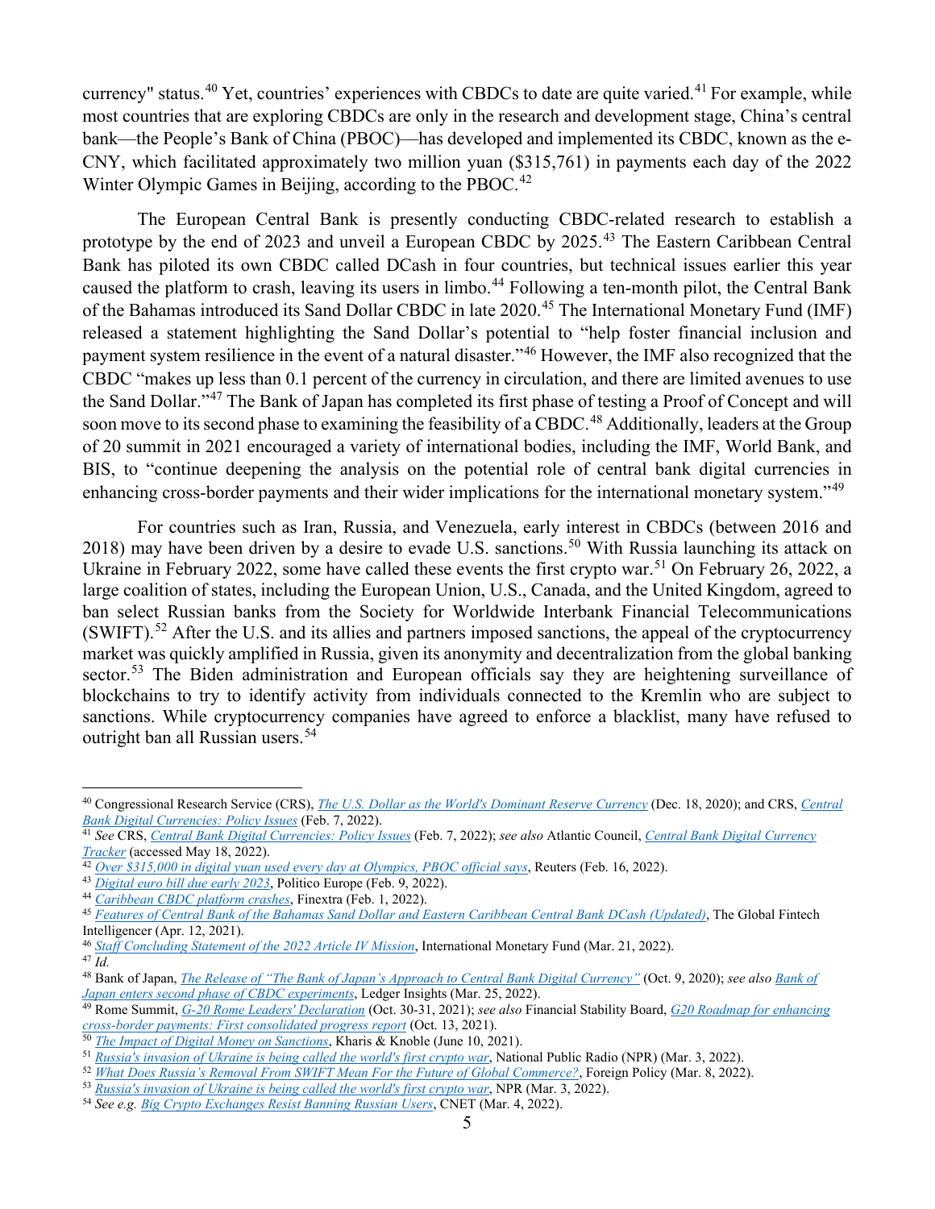currency" status.[40] Yet, countries' experiences with CBDCs to date are quite varied.[41] For example, while most countries that are exploring CBDCs are only in the research and development stage, China's central bank—the People's Bank of China (PBOC)—has developed and implemented its CBDC, known as the e-CNY, which facilitated approximately two million yuan ($315,761) in payments each day of the 2022 Winter Olympic Games in Beijing, according to the PBOC.[42]

The European Central Bank is presently conducting CBDC-related research to establish a prototype by the end of 2023 and unveil a European CBDC by 2025.[43] The Eastern Caribbean Central Bank has piloted its own CBDC called DCash in four countries, but technical issues earlier this year caused the platform to crash, leaving its users in limbo.[44] Following a ten-month pilot, the Central Bank of the Bahamas introduced its Sand Dollar CBDC in late 2020.[45] The International Monetary Fund (IMF) released a statement highlighting the Sand Dollar's potential to "help foster financial inclusion and payment system resilience in the event of a natural disaster."[46] However, the IMF also recognized that the CBDC "makes up less than 0.1 percent of the currency in circulation, and there are limited avenues to use the Sand Dollar."[47] The Bank of Japan has completed its first phase of testing a Proof of Concept and will soon move to its second phase to examining the feasibility of a CBDC.[48] Additionally, leaders at the Group of 20 summit in 2021 encouraged a variety of international bodies, including the IMF, World Bank, and BIS, to "continue deepening the analysis on the potential role of central bank digital currencies in enhancing cross-border payments and their wider implications for the international monetary system."[49]

For countries such as Iran, Russia, and Venezuela, early interest in CBDCs (between 2016 and 2018) may have been driven by a desire to evade U.S. sanctions.[50] With Russia launching its attack on Ukraine in February 2022, some have called these events the first crypto war.[51] On February 26, 2022, a large coalition of states, including the European Union, U.S., Canada, and the United Kingdom, agreed to ban select Russian banks from the Society for Worldwide Interbank Financial Telecommunications (SWIFT).[52] After the U.S. and its allies and partners imposed sanctions, the appeal of the cryptocurrency market was quickly amplified in Russia, given its anonymity and decentralization from the global banking sector.[53] The Biden administration and European officials say they are heightening surveillance of blockchains to try to identify activity from individuals connected to the Kremlin who are subject to sanctions. While cryptocurrency companies have agreed to enforce a blacklist, many have refused to outright ban all Russian users.[54]

---

[40] Congressional Research Service (CRS), *The U.S. Dollar as the World's Dominant Reserve Currency* (Dec. 18, 2020); and CRS, *Central Bank Digital Currencies: Policy Issues* (Feb. 7, 2022).

[41] *See* CRS, *Central Bank Digital Currencies: Policy Issues* (Feb. 7, 2022); *see also* Atlantic Council, *Central Bank Digital Currency Tracker* (accessed May 18, 2022).

[42] *Over $315,000 in digital yuan used every day at Olympics, PBOC official says*, Reuters (Feb. 16, 2022).

[43] *Digital euro bill due early 2023*, Politico Europe (Feb. 9, 2022).

[44] *Caribbean CBDC platform crashes*, Finextra (Feb. 1, 2022).

[45] *Features of Central Bank of the Bahamas Sand Dollar and Eastern Caribbean Central Bank DCash (Updated)*, The Global Fintech Intelligencer (Apr. 12, 2021).

[46] *Staff Concluding Statement of the 2022 Article IV Mission*, International Monetary Fund (Mar. 21, 2022).

[47] *Id.*

[48] Bank of Japan, *The Release of "The Bank of Japan's Approach to Central Bank Digital Currency"* (Oct. 9, 2020); *see also* *Bank of Japan enters second phase of CBDC experiments*, Ledger Insights (Mar. 25, 2022).

[49] Rome Summit, *G-20 Rome Leaders' Declaration* (Oct. 30-31, 2021); *see also* Financial Stability Board, *G20 Roadmap for enhancing cross-border payments: First consolidated progress report* (Oct. 13, 2021).

[50] *The Impact of Digital Money on Sanctions*, Kharis & Knoble (June 10, 2021).

[51] *Russia's invasion of Ukraine is being called the world's first crypto war*, National Public Radio (NPR) (Mar. 3, 2022).

[52] *What Does Russia's Removal From SWIFT Mean For the Future of Global Commerce?*, Foreign Policy (Mar. 8, 2022).

[53] *Russia's invasion of Ukraine is being called the world's first crypto war*, NPR (Mar. 3, 2022).

[54] *See e.g.* *Big Crypto Exchanges Resist Banning Russian Users*, CNET (Mar. 4, 2022).